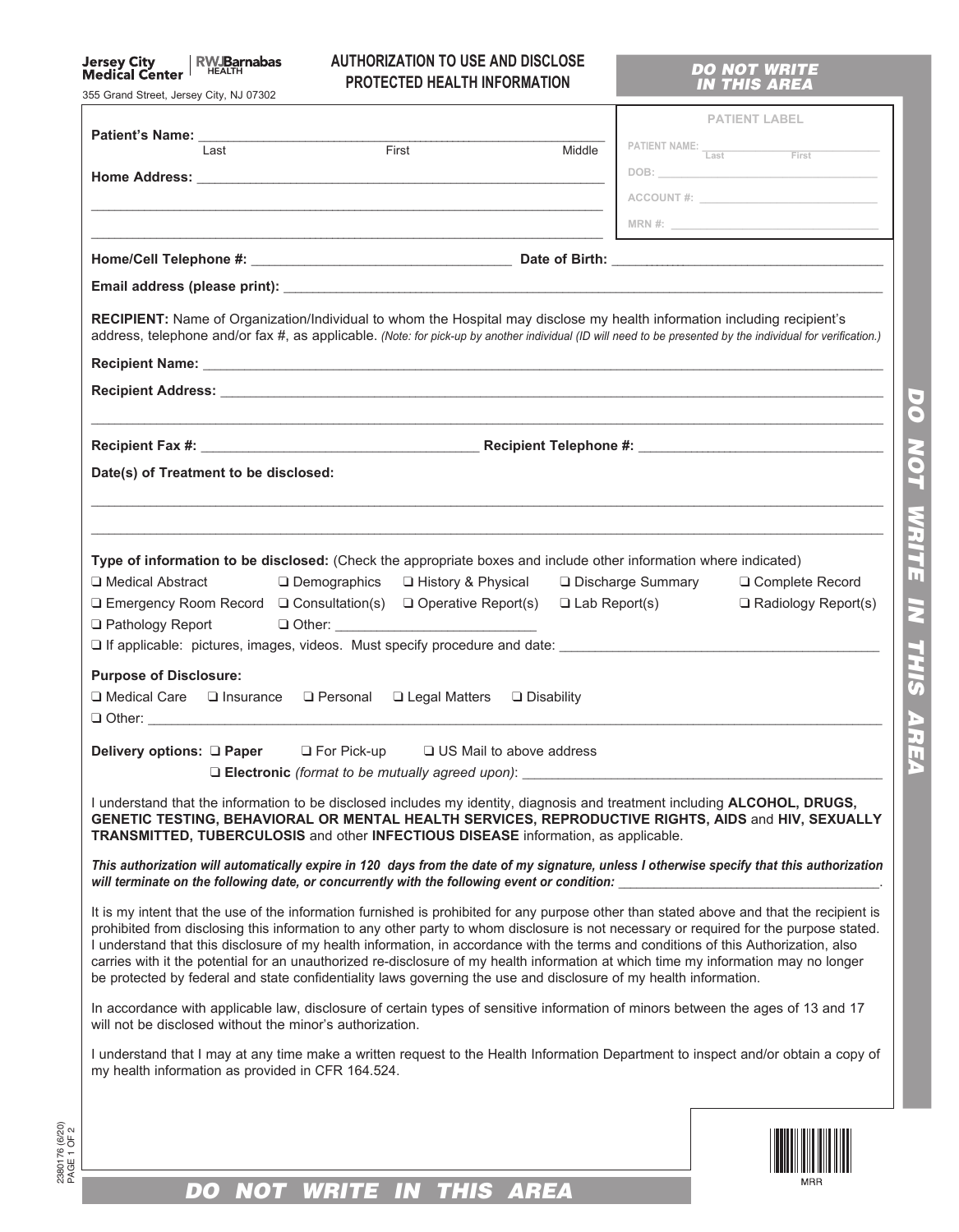Jersey City Medical Center | RWJBarnabas HEALTH

355 Grand Street, Jersey City, NJ 07302

# AUTHORIZATION TO USE AND DISCLOSE PROTECTED HEALTH INFORMATION

*DO NOT WRITE IN THIS AREA*

PATIENT LABEL

PATIENT NAME: ____________ (Last) ____________ (First)

DOB: ____________

ACCOUNT #: ____________

MRN #: ____________

**Patient's Name:** ______________________________
Last First Middle

**Home Address:** ______________________________

______________________________

______________________________

**Home/Cell Telephone #:** ____________________ **Date of Birth:** ____________________

**Email address (please print):** ______________________________

**RECIPIENT:** Name of Organization/Individual to whom the Hospital may disclose my health information including recipient's address, telephone and/or fax #, as applicable. *(Note: for pick-up by another individual (ID will need to be presented by the individual for verification.)*

**Recipient Name:** ______________________________

**Recipient Address:** ______________________________

______________________________

**Recipient Fax #:** ____________________ **Recipient Telephone #:** ____________________

**Date(s) of Treatment to be disclosed:**

______________________________

______________________________

**Type of information to be disclosed:** (Check the appropriate boxes and include other information where indicated)

❑ Medical Abstract ❑ Demographics ❑ History & Physical ❑ Discharge Summary ❑ Complete Record

❑ Emergency Room Record ❑ Consultation(s) ❑ Operative Report(s) ❑ Lab Report(s) ❑ Radiology Report(s)

❑ Pathology Report ❑ Other: ____________________

❑ If applicable: pictures, images, videos. Must specify procedure and date: ______________________________

**Purpose of Disclosure:**

❑ Medical Care ❑ Insurance ❑ Personal ❑ Legal Matters ❑ Disability

❑ Other: ______________________________

**Delivery options:** ❑ **Paper** ❑ For Pick-up ❑ US Mail to above address

❑ **Electronic** *(format to be mutually agreed upon)*: ______________________________

I understand that the information to be disclosed includes my identity, diagnosis and treatment including **ALCOHOL, DRUGS, GENETIC TESTING, BEHAVIORAL OR MENTAL HEALTH SERVICES, REPRODUCTIVE RIGHTS, AIDS** and **HIV, SEXUALLY TRANSMITTED, TUBERCULOSIS** and other **INFECTIOUS DISEASE** information, as applicable.

***This authorization will automatically expire in 120 days from the date of my signature, unless I otherwise specify that this authorization will terminate on the following date, or concurrently with the following event or condition:*** ____________________.

It is my intent that the use of the information furnished is prohibited for any purpose other than stated above and that the recipient is prohibited from disclosing this information to any other party to whom disclosure is not necessary or required for the purpose stated. I understand that this disclosure of my health information, in accordance with the terms and conditions of this Authorization, also carries with it the potential for an unauthorized re-disclosure of my health information at which time my information may no longer be protected by federal and state confidentiality laws governing the use and disclosure of my health information.

In accordance with applicable law, disclosure of certain types of sensitive information of minors between the ages of 13 and 17 will not be disclosed without the minor's authorization.

I understand that I may at any time make a written request to the Health Information Department to inspect and/or obtain a copy of my health information as provided in CFR 164.524.

*DO NOT WRITE IN THIS AREA*

2380176 (6/20)

MRR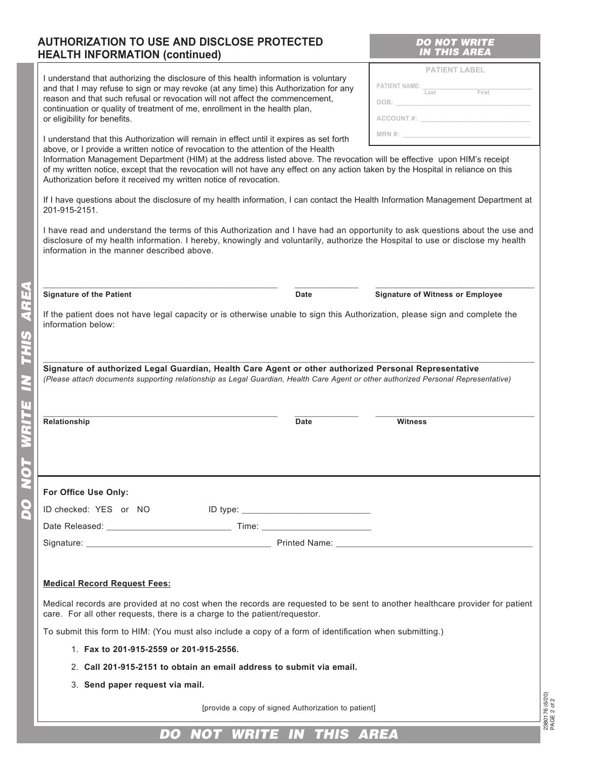## AUTHORIZATION TO USE AND DISCLOSE PROTECTED HEALTH INFORMATION (continued)

**DO NOT WRITE IN THIS AREA**

PATIENT LABEL

PATIENT NAME: ______________________________
Last First

DOB: ______________________________

ACCOUNT #: ______________________________

MRN #: ______________________________

I understand that authorizing the disclosure of this health information is voluntary and that I may refuse to sign or may revoke (at any time) this Authorization for any reason and that such refusal or revocation will not affect the commencement, continuation or quality of treatment of me, enrollment in the health plan, or eligibility for benefits.

I understand that this Authorization will remain in effect until it expires as set forth above, or I provide a written notice of revocation to the attention of the Health Information Management Department (HIM) at the address listed above. The revocation will be effective upon HIM's receipt of my written notice, except that the revocation will not have any effect on any action taken by the Hospital in reliance on this Authorization before it received my written notice of revocation.

If I have questions about the disclosure of my health information, I can contact the Health Information Management Department at 201-915-2151.

I have read and understand the terms of this Authorization and I have had an opportunity to ask questions about the use and disclosure of my health information. I hereby, knowingly and voluntarily, authorize the Hospital to use or disclose my health information in the manner described above.

______________________________ ______________ ______________________________

**Signature of the Patient** **Date** **Signature of Witness or Employee**

If the patient does not have legal capacity or is otherwise unable to sign this Authorization, please sign and complete the information below:

______________________________________________________________

**Signature of authorized Legal Guardian, Health Care Agent or other authorized Personal Representative**

*(Please attach documents supporting relationship as Legal Guardian, Health Care Agent or other authorized Personal Representative)*

______________________________ ______________ ______________________________

**Relationship** **Date** **Witness**

**For Office Use Only:**

ID checked: YES or NO ID type: ______________________________

Date Released: ______________________________ Time: ______________________________

Signature: ______________________________ Printed Name: ______________________________

**Medical Record Request Fees:**

Medical records are provided at no cost when the records are requested to be sent to another healthcare provider for patient care. For all other requests, there is a charge to the patient/requestor.

To submit this form to HIM: (You must also include a copy of a form of identification when submitting.)

1. **Fax to 201-915-2559 or 201-915-2556.**
2. **Call 201-915-2151 to obtain an email address to submit via email.**
3. **Send paper request via mail.**

[provide a copy of signed Authorization to patient]

**DO NOT WRITE IN THIS AREA**

2380176 (6/20)